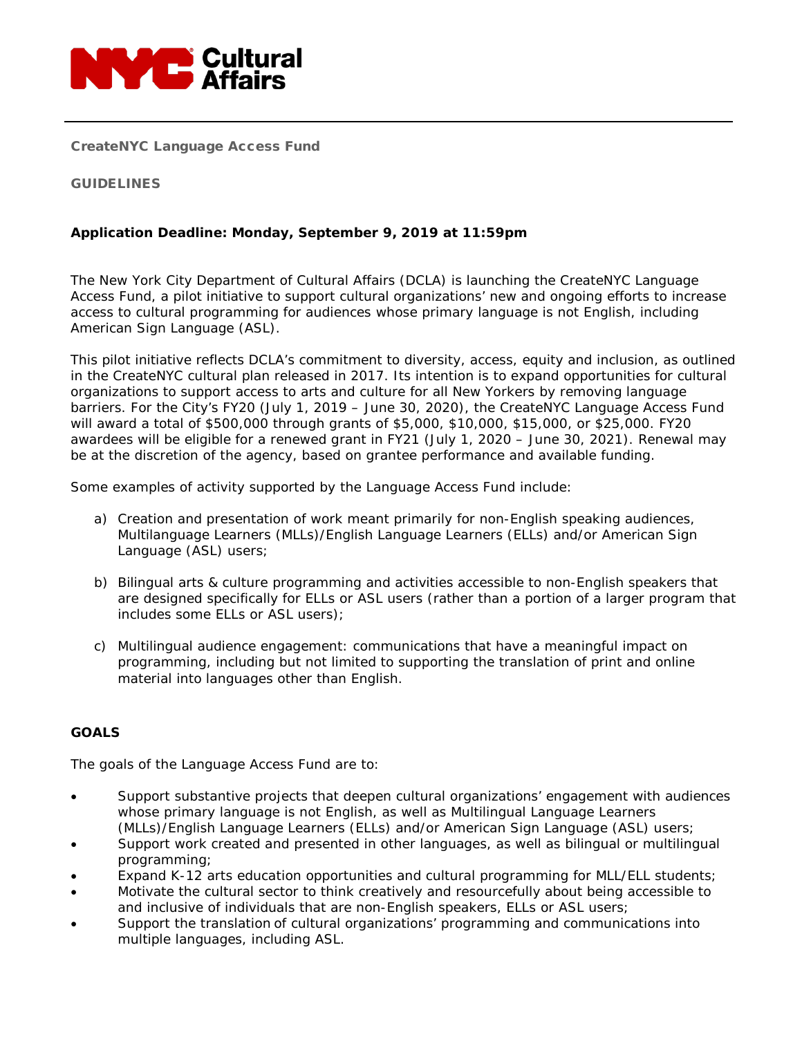**CreateNYC Language Access Fund**

**GUIDELINES**

**Application Deadline: Monday, September 9, 2019 at 11:59pm**

The New York City Department of Cultural Affairs (DCLA) is launching the CreateNYC Language Access Fund, a pilot initiative to support cultural organizations' new and ongoing efforts to increase access to cultural programming for audiences whose primary language is not English, including American Sign Language (ASL).

This pilot initiative reflects DCLA's commitment to diversity, access, equity and inclusion, as outlined in the CreateNYC cultural plan released in 2017. Its intention is to expand opportunities for cultural organizations to support access to arts and culture for all New Yorkers by removing language barriers. For the City's FY20 (July 1, 2019 – June 30, 2020), the CreateNYC Language Access Fund will award a total of $500,000 through grants of $5,000, $10,000, $15,000, or $25,000. FY20 awardees will be eligible for a renewed grant in FY21 (July 1, 2020 – June 30, 2021). Renewal may be at the discretion of the agency, based on grantee performance and available funding.

Some examples of activity supported by the Language Access Fund include:

a) Creation and presentation of work meant primarily for non-English speaking audiences, Multilanguage Learners (MLLs)/English Language Learners (ELLs) and/or American Sign Language (ASL) users;

b) Bilingual arts & culture programming and activities accessible to non-English speakers that are designed specifically for ELLs or ASL users (rather than a portion of a larger program that includes some ELLs or ASL users);

c) Multilingual audience engagement: communications that have a meaningful impact on programming, including but not limited to supporting the translation of print and online material into languages other than English.

## GOALS

The goals of the Language Access Fund are to:

- Support substantive projects that deepen cultural organizations' engagement with audiences whose primary language is not English, as well as Multilingual Language Learners (MLLs)/English Language Learners (ELLs) and/or American Sign Language (ASL) users;
- Support work created and presented in other languages, as well as bilingual or multilingual programming;
- Expand K-12 arts education opportunities and cultural programming for MLL/ELL students;
- Motivate the cultural sector to think creatively and resourcefully about being accessible to and inclusive of individuals that are non-English speakers, ELLs or ASL users;
- Support the translation of cultural organizations' programming and communications into multiple languages, including ASL.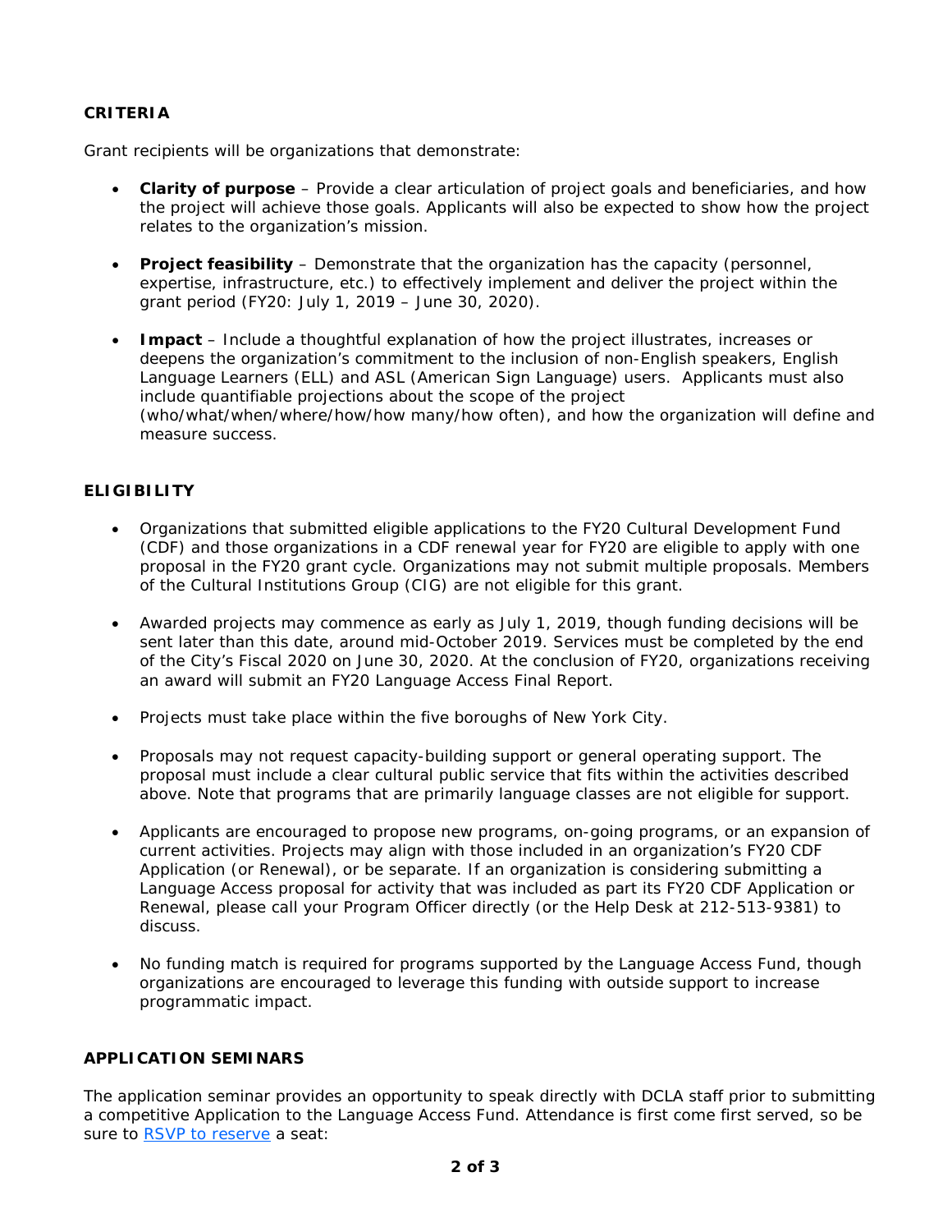## CRITERIA

Grant recipients will be organizations that demonstrate:

- **Clarity of purpose** – Provide a clear articulation of project goals and beneficiaries, and how the project will achieve those goals. Applicants will also be expected to show how the project relates to the organization's mission.

- **Project feasibility** – Demonstrate that the organization has the capacity (personnel, expertise, infrastructure, etc.) to effectively implement and deliver the project within the grant period (FY20: July 1, 2019 – June 30, 2020).

- **Impact** – Include a thoughtful explanation of how the project illustrates, increases or deepens the organization's commitment to the inclusion of non-English speakers, English Language Learners (ELL) and ASL (American Sign Language) users. Applicants must also include quantifiable projections about the scope of the project (who/what/when/where/how/how many/how often), and how the organization will define and measure success.

## ELIGIBILITY

- Organizations that submitted eligible applications to the FY20 Cultural Development Fund (CDF) and those organizations in a CDF renewal year for FY20 are eligible to apply with one proposal in the FY20 grant cycle. Organizations may not submit multiple proposals. Members of the Cultural Institutions Group (CIG) are not eligible for this grant.

- Awarded projects may commence as early as July 1, 2019, though funding decisions will be sent later than this date, around mid-October 2019. Services must be completed by the end of the City's Fiscal 2020 on June 30, 2020. At the conclusion of FY20, organizations receiving an award will submit an FY20 Language Access Final Report.

- Projects must take place within the five boroughs of New York City.

- Proposals may not request capacity-building support or general operating support. The proposal must include a clear cultural public service that fits within the activities described above. Note that programs that are primarily language classes are not eligible for support.

- Applicants are encouraged to propose new programs, on-going programs, or an expansion of current activities. Projects may align with those included in an organization's FY20 CDF Application (or Renewal), or be separate. If an organization is considering submitting a Language Access proposal for activity that was included as part its FY20 CDF Application or Renewal, please call your Program Officer directly (or the Help Desk at 212-513-9381) to discuss.

- No funding match is required for programs supported by the Language Access Fund, though organizations are encouraged to leverage this funding with outside support to increase programmatic impact.

## APPLICATION SEMINARS

The application seminar provides an opportunity to speak directly with DCLA staff prior to submitting a competitive Application to the Language Access Fund. Attendance is first come first served, so be sure to RSVP to reserve a seat: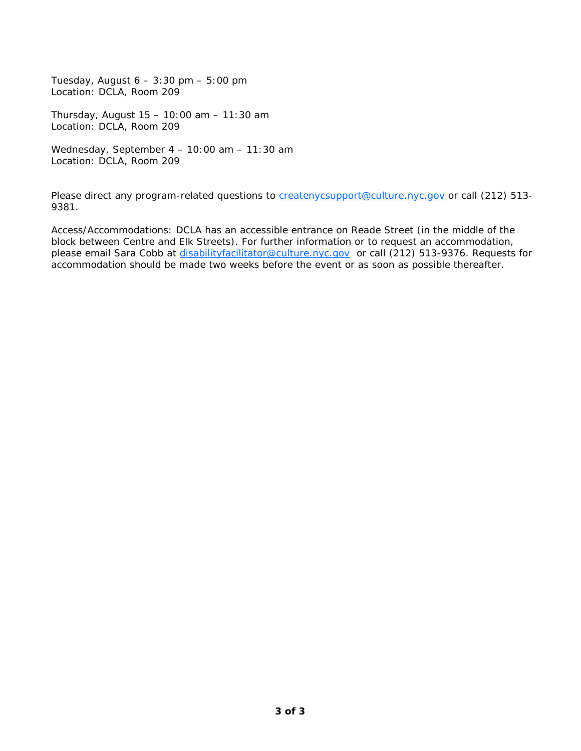Tuesday, August 6 – 3:30 pm – 5:00 pm
Location: DCLA, Room 209

Thursday, August 15 – 10:00 am – 11:30 am
Location: DCLA, Room 209

Wednesday, September 4 – 10:00 am – 11:30 am
Location: DCLA, Room 209

Please direct any program-related questions to createnycsupport@culture.nyc.gov or call (212) 513-9381.

Access/Accommodations: DCLA has an accessible entrance on Reade Street (in the middle of the block between Centre and Elk Streets). For further information or to request an accommodation, please email Sara Cobb at disabilityfacilitator@culture.nyc.gov or call (212) 513-9376. Requests for accommodation should be made two weeks before the event or as soon as possible thereafter.